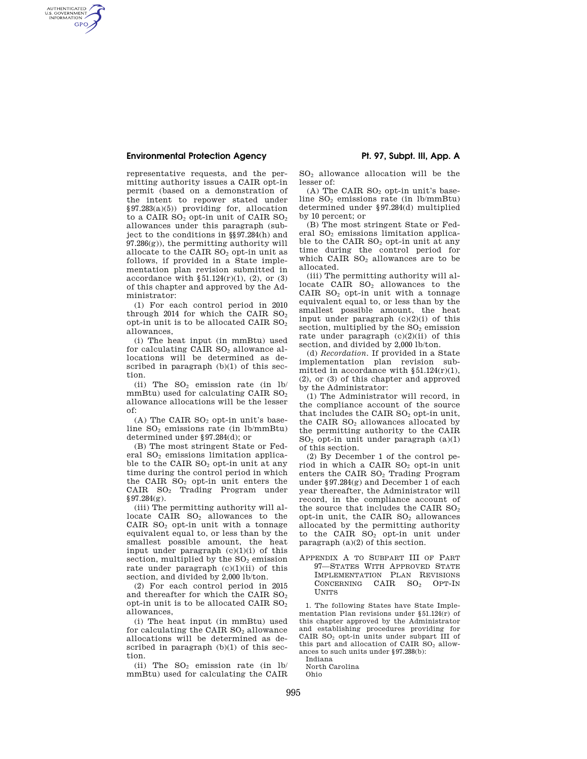representative requests, and the permitting authority issues a CAIR opt-in permit (based on a demonstration of the intent to repower stated under §97.283(a)(5)) providing for, allocation to a CAIR $SO_2$ opt-in unit of CAIR $SO_2$ allowances under this paragraph (subject to the conditions in §§97.284(h) and 97.286(g)), the permitting authority will allocate to the CAIR $SO_2$ opt-in unit as follows, if provided in a State implementation plan revision submitted in accordance with §51.124(r)(1), (2), or (3) of this chapter and approved by the Administrator:

(1) For each control period in 2010 through 2014 for which the CAIR $SO_2$ opt-in unit is to be allocated CAIR $SO_2$ allowances,

(i) The heat input (in mmBtu) used for calculating CAIR $SO_2$ allowance allocations will be determined as described in paragraph (b)(1) of this section.

(ii) The $SO_2$ emission rate (in lb/mmBtu) used for calculating CAIR $SO_2$ allowance allocations will be the lesser of:

(A) The CAIR $SO_2$ opt-in unit's baseline $SO_2$ emissions rate (in lb/mmBtu) determined under §97.284(d); or

(B) The most stringent State or Federal $SO_2$ emissions limitation applicable to the CAIR $SO_2$ opt-in unit at any time during the control period in which the CAIR $SO_2$ opt-in unit enters the CAIR $SO_2$ Trading Program under §97.284(g).

(iii) The permitting authority will allocate CAIR $SO_2$ allowances to the CAIR $SO_2$ opt-in unit with a tonnage equivalent equal to, or less than by the smallest possible amount, the heat input under paragraph (c)(1)(i) of this section, multiplied by the $SO_2$ emission rate under paragraph (c)(1)(ii) of this section, and divided by 2,000 lb/ton.

(2) For each control period in 2015 and thereafter for which the CAIR $SO_2$ opt-in unit is to be allocated CAIR $SO_2$ allowances,

(i) The heat input (in mmBtu) used for calculating the CAIR $SO_2$ allowance allocations will be determined as described in paragraph (b)(1) of this section.

(ii) The $SO_2$ emission rate (in lb/mmBtu) used for calculating the CAIR $SO_2$ allowance allocation will be the lesser of:

(A) The CAIR $SO_2$ opt-in unit's baseline $SO_2$ emissions rate (in lb/mmBtu) determined under §97.284(d) multiplied by 10 percent; or

(B) The most stringent State or Federal $SO_2$ emissions limitation applicable to the CAIR $SO_2$ opt-in unit at any time during the control period for which CAIR $SO_2$ allowances are to be allocated.

(iii) The permitting authority will allocate CAIR $SO_2$ allowances to the CAIR $SO_2$ opt-in unit with a tonnage equivalent equal to, or less than by the smallest possible amount, the heat input under paragraph (c)(2)(i) of this section, multiplied by the $SO_2$ emission rate under paragraph (c)(2)(ii) of this section, and divided by 2,000 lb/ton.

(d) *Recordation.* If provided in a State implementation plan revision submitted in accordance with §51.124(r)(1), (2), or (3) of this chapter and approved by the Administrator:

(1) The Administrator will record, in the compliance account of the source that includes the CAIR $SO_2$ opt-in unit, the CAIR $SO_2$ allowances allocated by the permitting authority to the CAIR $SO_2$ opt-in unit under paragraph (a)(1) of this section.

(2) By December 1 of the control period in which a CAIR $SO_2$ opt-in unit enters the CAIR $SO_2$ Trading Program under §97.284(g) and December 1 of each year thereafter, the Administrator will record, in the compliance account of the source that includes the CAIR $SO_2$ opt-in unit, the CAIR $SO_2$ allowances allocated by the permitting authority to the CAIR $SO_2$ opt-in unit under paragraph (a)(2) of this section.

## APPENDIX A TO SUBPART III OF PART 97—STATES WITH APPROVED STATE IMPLEMENTATION PLAN REVISIONS CONCERNING CAIR $SO_2$ OPT-IN UNITS

1. The following States have State Implementation Plan revisions under §51.124(r) of this chapter approved by the Administrator and establishing procedures providing for CAIR $SO_2$ opt-in units under subpart III of this part and allocation of CAIR $SO_2$ allowances to such units under §97.288(b):

Indiana
North Carolina
Ohio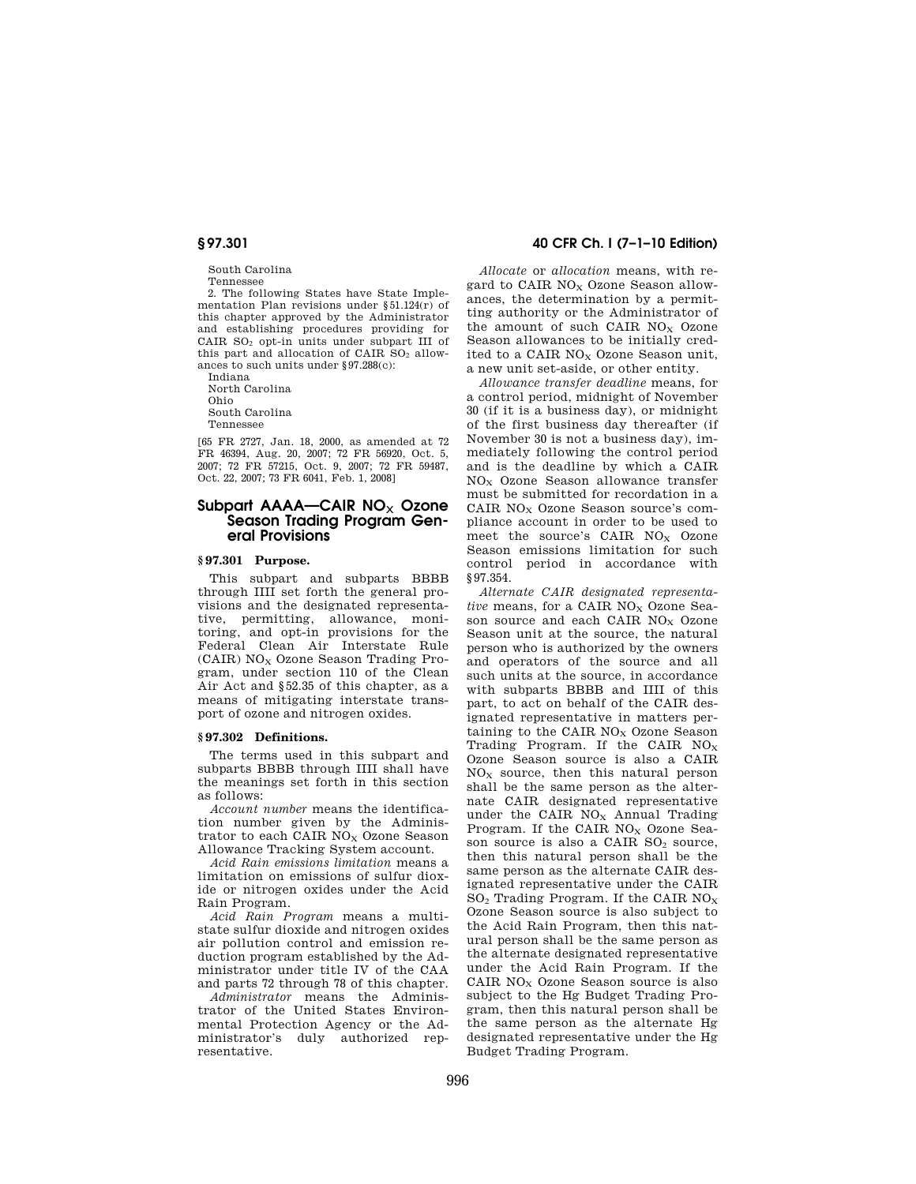South Carolina
Tennessee

2. The following States have State Implementation Plan revisions under §51.124(r) of this chapter approved by the Administrator and establishing procedures providing for CAIR $SO_2$ opt-in units under subpart III of this part and allocation of CAIR $SO_2$ allowances to such units under §97.288(c):

Indiana
North Carolina
Ohio
South Carolina
Tennessee

[65 FR 2727, Jan. 18, 2000, as amended at 72 FR 46394, Aug. 20, 2007; 72 FR 56920, Oct. 5, 2007; 72 FR 57215, Oct. 9, 2007; 72 FR 59487, Oct. 22, 2007; 73 FR 6041, Feb. 1, 2008]

## Subpart AAAA—CAIR $NO_X$ Ozone Season Trading Program General Provisions

### § 97.301 Purpose.

This subpart and subparts BBBB through IIII set forth the general provisions and the designated representative, permitting, allowance, monitoring, and opt-in provisions for the Federal Clean Air Interstate Rule (CAIR) $NO_X$ Ozone Season Trading Program, under section 110 of the Clean Air Act and §52.35 of this chapter, as a means of mitigating interstate transport of ozone and nitrogen oxides.

### § 97.302 Definitions.

The terms used in this subpart and subparts BBBB through IIII shall have the meanings set forth in this section as follows:

*Account number* means the identification number given by the Administrator to each CAIR $NO_X$ Ozone Season Allowance Tracking System account.

*Acid Rain emissions limitation* means a limitation on emissions of sulfur dioxide or nitrogen oxides under the Acid Rain Program.

*Acid Rain Program* means a multistate sulfur dioxide and nitrogen oxides air pollution control and emission reduction program established by the Administrator under title IV of the CAA and parts 72 through 78 of this chapter.

*Administrator* means the Administrator of the United States Environmental Protection Agency or the Administrator's duly authorized representative.

*Allocate* or *allocation* means, with regard to CAIR $NO_X$ Ozone Season allowances, the determination by a permitting authority or the Administrator of the amount of such CAIR $NO_X$ Ozone Season allowances to be initially credited to a CAIR $NO_X$ Ozone Season unit, a new unit set-aside, or other entity.

*Allowance transfer deadline* means, for a control period, midnight of November 30 (if it is a business day), or midnight of the first business day thereafter (if November 30 is not a business day), immediately following the control period and is the deadline by which a CAIR $NO_X$ Ozone Season allowance transfer must be submitted for recordation in a CAIR $NO_X$ Ozone Season source's compliance account in order to be used to meet the source's CAIR $NO_X$ Ozone Season emissions limitation for such control period in accordance with §97.354.

*Alternate CAIR designated representative* means, for a CAIR $NO_X$ Ozone Season source and each CAIR $NO_X$ Ozone Season unit at the source, the natural person who is authorized by the owners and operators of the source and all such units at the source, in accordance with subparts BBBB and IIII of this part, to act on behalf of the CAIR designated representative in matters pertaining to the CAIR $NO_X$ Ozone Season Trading Program. If the CAIR $NO_X$ Ozone Season source is also a CAIR $NO_X$ source, then this natural person shall be the same person as the alternate CAIR designated representative under the CAIR $NO_X$ Annual Trading Program. If the CAIR $NO_X$ Ozone Season source is also a CAIR $SO_2$ source, then this natural person shall be the same person as the alternate CAIR designated representative under the CAIR $SO_2$ Trading Program. If the CAIR $NO_X$ Ozone Season source is also subject to the Acid Rain Program, then this natural person shall be the same person as the alternate designated representative under the Acid Rain Program. If the CAIR $NO_X$ Ozone Season source is also subject to the Hg Budget Trading Program, then this natural person shall be the same person as the alternate Hg designated representative under the Hg Budget Trading Program.